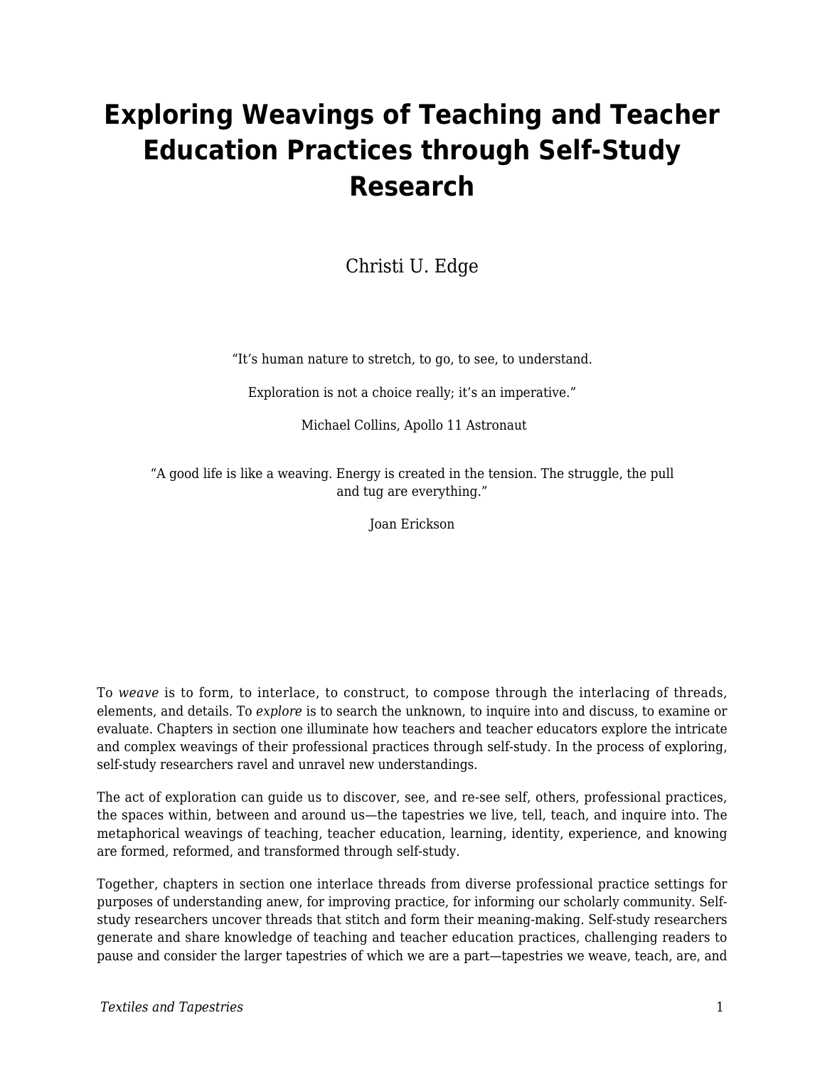# Exploring Weavings of Teaching and Teacher Education Practices through Self-Study Research

Christi U. Edge

"It's human nature to stretch, to go, to see, to understand.

Exploration is not a choice really; it's an imperative."

Michael Collins, Apollo 11 Astronaut

"A good life is like a weaving. Energy is created in the tension. The struggle, the pull and tug are everything."

Joan Erickson

To *weave* is to form, to interlace, to construct, to compose through the interlacing of threads, elements, and details. To *explore* is to search the unknown, to inquire into and discuss, to examine or evaluate. Chapters in section one illuminate how teachers and teacher educators explore the intricate and complex weavings of their professional practices through self-study. In the process of exploring, self-study researchers ravel and unravel new understandings.

The act of exploration can guide us to discover, see, and re-see self, others, professional practices, the spaces within, between and around us—the tapestries we live, tell, teach, and inquire into. The metaphorical weavings of teaching, teacher education, learning, identity, experience, and knowing are formed, reformed, and transformed through self-study.

Together, chapters in section one interlace threads from diverse professional practice settings for purposes of understanding anew, for improving practice, for informing our scholarly community. Self-study researchers uncover threads that stitch and form their meaning-making. Self-study researchers generate and share knowledge of teaching and teacher education practices, challenging readers to pause and consider the larger tapestries of which we are a part—tapestries we weave, teach, are, and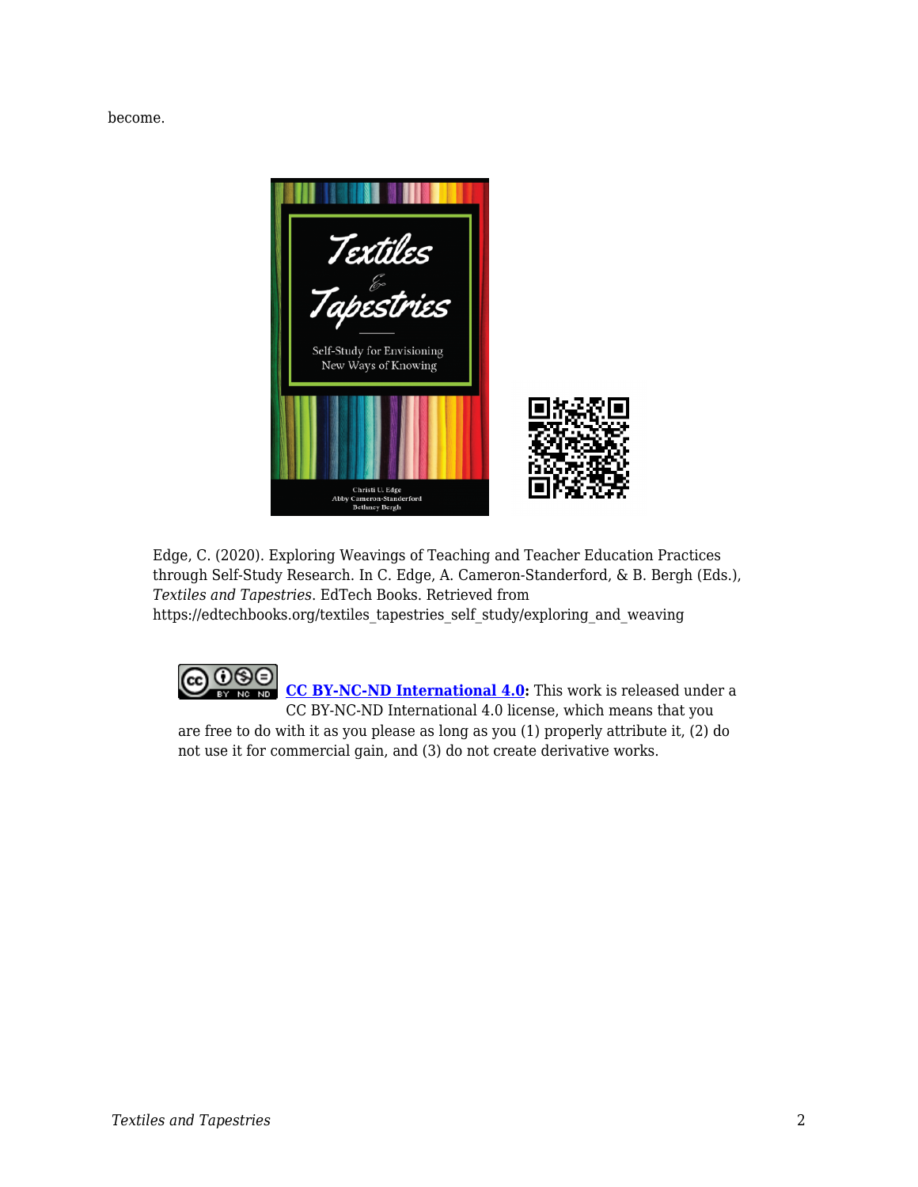become.

Edge, C. (2020). Exploring Weavings of Teaching and Teacher Education Practices through Self-Study Research. In C. Edge, A. Cameron-Standerford, & B. Bergh (Eds.), *Textiles and Tapestries*. EdTech Books. Retrieved from https://edtechbooks.org/textiles_tapestries_self_study/exploring_and_weaving

**CC BY-NC-ND International 4.0:** This work is released under a CC BY-NC-ND International 4.0 license, which means that you are free to do with it as you please as long as you (1) properly attribute it, (2) do not use it for commercial gain, and (3) do not create derivative works.